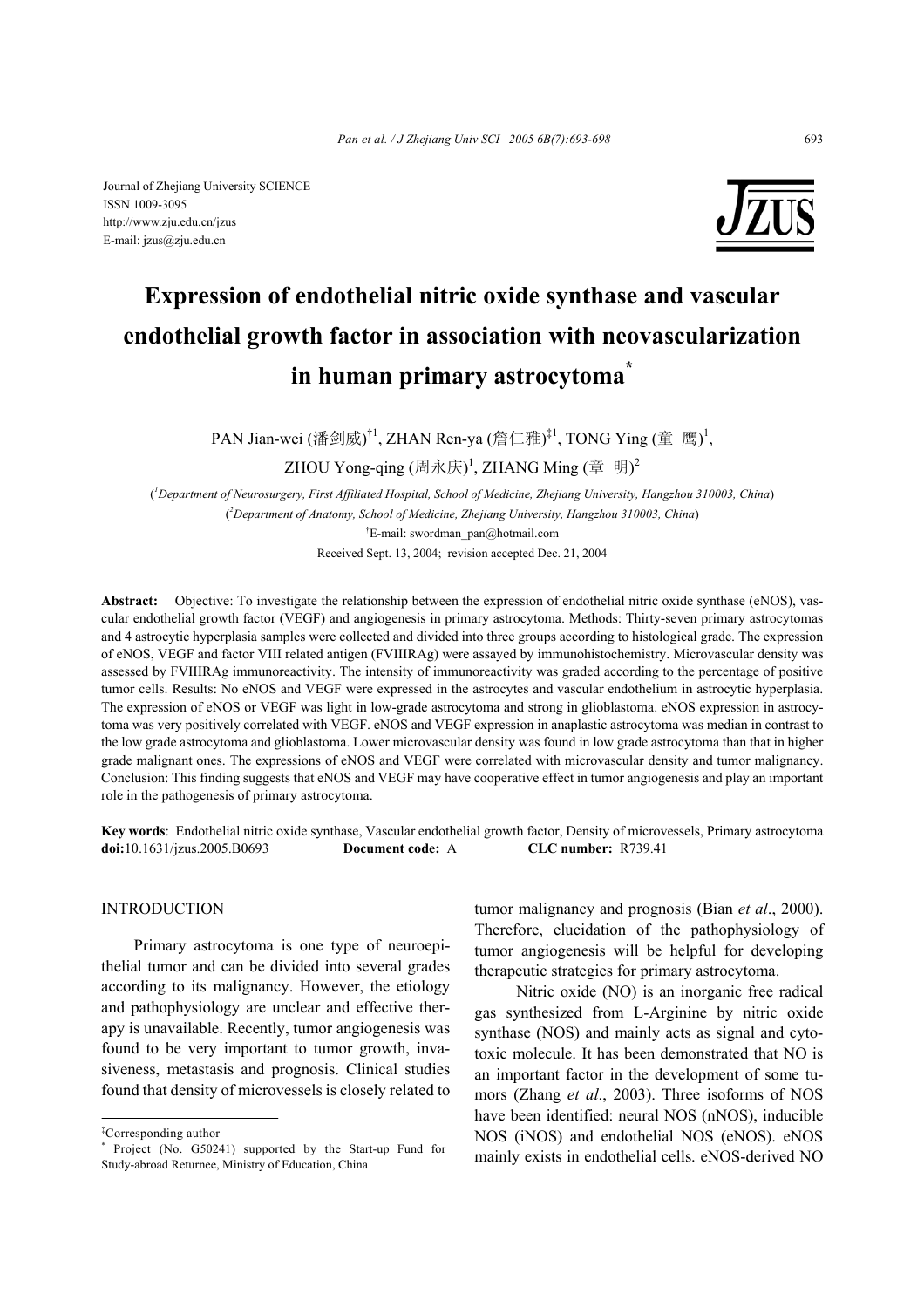Journal of Zhejiang University SCIENCE
ISSN 1009-3095
http://www.zju.edu.cn/jzus
E-mail: jzus@zju.edu.cn

# Expression of endothelial nitric oxide synthase and vascular endothelial growth factor in association with neovascularization in human primary astrocytoma*

PAN Jian-wei (潘剑威)[†1], ZHAN Ren-ya (詹仁雅)[‡1], TONG Ying (童 鹰)[1], ZHOU Yong-qing (周永庆)[1], ZHANG Ming (章 明)[2]

([1]Department of Neurosurgery, First Affiliated Hospital, School of Medicine, Zhejiang University, Hangzhou 310003, China)

([2]Department of Anatomy, School of Medicine, Zhejiang University, Hangzhou 310003, China)

[†]E-mail: swordman_pan@hotmail.com

Received Sept. 13, 2004; revision accepted Dec. 21, 2004

**Abstract:** Objective: To investigate the relationship between the expression of endothelial nitric oxide synthase (eNOS), vascular endothelial growth factor (VEGF) and angiogenesis in primary astrocytoma. Methods: Thirty-seven primary astrocytomas and 4 astrocytic hyperplasia samples were collected and divided into three groups according to histological grade. The expression of eNOS, VEGF and factor VIII related antigen (FVIIIRAg) were assayed by immunohistochemistry. Microvascular density was assessed by FVIIIRAg immunoreactivity. The intensity of immunoreactivity was graded according to the percentage of positive tumor cells. Results: No eNOS and VEGF were expressed in the astrocytes and vascular endothelium in astrocytic hyperplasia. The expression of eNOS or VEGF was light in low-grade astrocytoma and strong in glioblastoma. eNOS expression in astrocytoma was very positively correlated with VEGF. eNOS and VEGF expression in anaplastic astrocytoma was median in contrast to the low grade astrocytoma and glioblastoma. Lower microvascular density was found in low grade astrocytoma than that in higher grade malignant ones. The expressions of eNOS and VEGF were correlated with microvascular density and tumor malignancy. Conclusion: This finding suggests that eNOS and VEGF may have cooperative effect in tumor angiogenesis and play an important role in the pathogenesis of primary astrocytoma.

**Key words**: Endothelial nitric oxide synthase, Vascular endothelial growth factor, Density of microvessels, Primary astrocytoma
**doi:**10.1631/jzus.2005.B0693 **Document code:** A **CLC number:** R739.41

## INTRODUCTION

Primary astrocytoma is one type of neuroepithelial tumor and can be divided into several grades according to its malignancy. However, the etiology and pathophysiology are unclear and effective therapy is unavailable. Recently, tumor angiogenesis was found to be very important to tumor growth, invasiveness, metastasis and prognosis. Clinical studies found that density of microvessels is closely related to tumor malignancy and prognosis (Bian *et al*., 2000). Therefore, elucidation of the pathophysiology of tumor angiogenesis will be helpful for developing therapeutic strategies for primary astrocytoma.

Nitric oxide (NO) is an inorganic free radical gas synthesized from L-Arginine by nitric oxide synthase (NOS) and mainly acts as signal and cytotoxic molecule. It has been demonstrated that NO is an important factor in the development of some tumors (Zhang *et al*., 2003). Three isoforms of NOS have been identified: neural NOS (nNOS), inducible NOS (iNOS) and endothelial NOS (eNOS). eNOS mainly exists in endothelial cells. eNOS-derived NO

---

[‡]Corresponding author

[*] Project (No. G50241) supported by the Start-up Fund for Study-abroad Returnee, Ministry of Education, China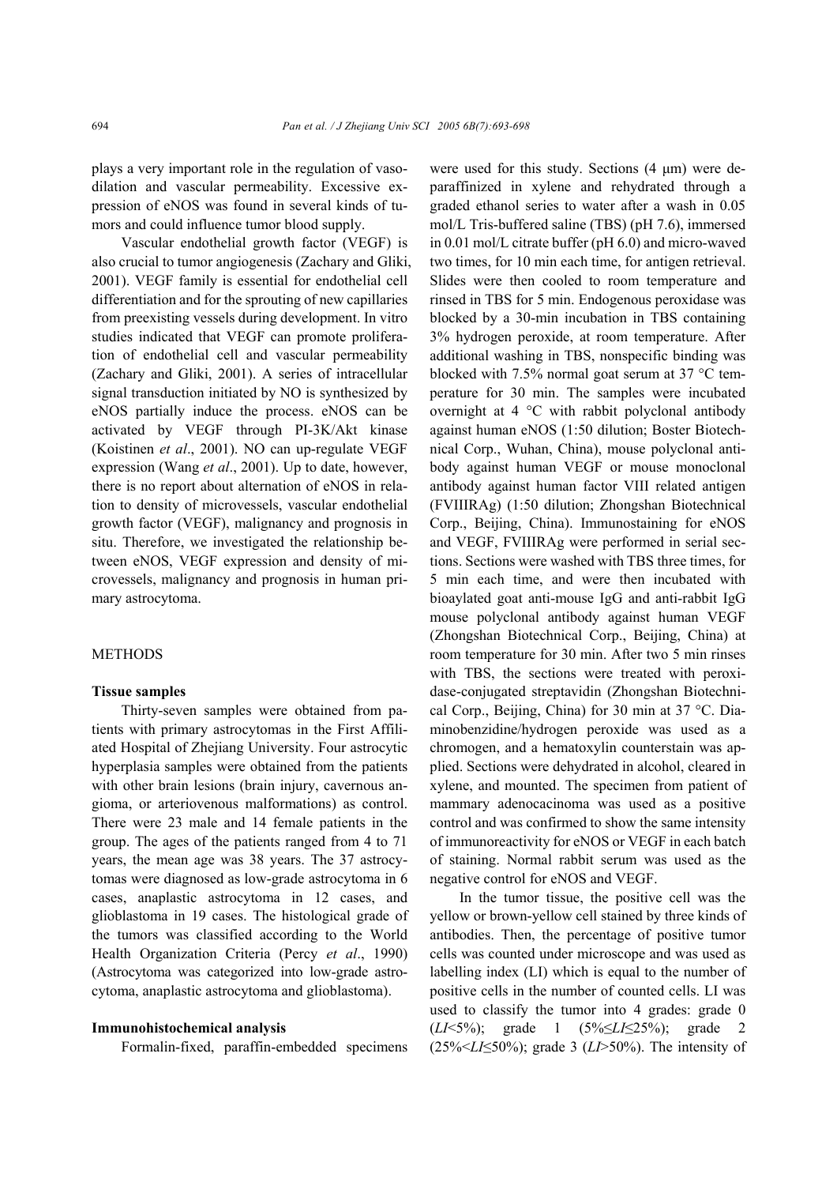plays a very important role in the regulation of vasodilation and vascular permeability. Excessive expression of eNOS was found in several kinds of tumors and could influence tumor blood supply.

Vascular endothelial growth factor (VEGF) is also crucial to tumor angiogenesis (Zachary and Gliki, 2001). VEGF family is essential for endothelial cell differentiation and for the sprouting of new capillaries from preexisting vessels during development. In vitro studies indicated that VEGF can promote proliferation of endothelial cell and vascular permeability (Zachary and Gliki, 2001). A series of intracellular signal transduction initiated by NO is synthesized by eNOS partially induce the process. eNOS can be activated by VEGF through PI-3K/Akt kinase (Koistinen *et al*., 2001). NO can up-regulate VEGF expression (Wang *et al*., 2001). Up to date, however, there is no report about alternation of eNOS in relation to density of microvessels, vascular endothelial growth factor (VEGF), malignancy and prognosis in situ. Therefore, we investigated the relationship between eNOS, VEGF expression and density of microvessels, malignancy and prognosis in human primary astrocytoma.

## METHODS

### Tissue samples

Thirty-seven samples were obtained from patients with primary astrocytomas in the First Affiliated Hospital of Zhejiang University. Four astrocytic hyperplasia samples were obtained from the patients with other brain lesions (brain injury, cavernous angioma, or arteriovenous malformations) as control. There were 23 male and 14 female patients in the group. The ages of the patients ranged from 4 to 71 years, the mean age was 38 years. The 37 astrocytomas were diagnosed as low-grade astrocytoma in 6 cases, anaplastic astrocytoma in 12 cases, and glioblastoma in 19 cases. The histological grade of the tumors was classified according to the World Health Organization Criteria (Percy *et al*., 1990) (Astrocytoma was categorized into low-grade astrocytoma, anaplastic astrocytoma and glioblastoma).

### Immunohistochemical analysis

Formalin-fixed, paraffin-embedded specimens were used for this study. Sections (4 μm) were deparaffinized in xylene and rehydrated through a graded ethanol series to water after a wash in 0.05 mol/L Tris-buffered saline (TBS) (pH 7.6), immersed in 0.01 mol/L citrate buffer (pH 6.0) and micro-waved two times, for 10 min each time, for antigen retrieval. Slides were then cooled to room temperature and rinsed in TBS for 5 min. Endogenous peroxidase was blocked by a 30-min incubation in TBS containing 3% hydrogen peroxide, at room temperature. After additional washing in TBS, nonspecific binding was blocked with 7.5% normal goat serum at 37 °C temperature for 30 min. The samples were incubated overnight at 4 °C with rabbit polyclonal antibody against human eNOS (1:50 dilution; Boster Biotechnical Corp., Wuhan, China), mouse polyclonal antibody against human VEGF or mouse monoclonal antibody against human factor VIII related antigen (FVIIIRAg) (1:50 dilution; Zhongshan Biotechnical Corp., Beijing, China). Immunostaining for eNOS and VEGF, FVIIIRAg were performed in serial sections. Sections were washed with TBS three times, for 5 min each time, and were then incubated with bioaylated goat anti-mouse IgG and anti-rabbit IgG mouse polyclonal antibody against human VEGF (Zhongshan Biotechnical Corp., Beijing, China) at room temperature for 30 min. After two 5 min rinses with TBS, the sections were treated with peroxidase-conjugated streptavidin (Zhongshan Biotechnical Corp., Beijing, China) for 30 min at 37 °C. Diaminobenzidine/hydrogen peroxide was used as a chromogen, and a hematoxylin counterstain was applied. Sections were dehydrated in alcohol, cleared in xylene, and mounted. The specimen from patient of mammary adenocacinoma was used as a positive control and was confirmed to show the same intensity of immunoreactivity for eNOS or VEGF in each batch of staining. Normal rabbit serum was used as the negative control for eNOS and VEGF.

In the tumor tissue, the positive cell was the yellow or brown-yellow cell stained by three kinds of antibodies. Then, the percentage of positive tumor cells was counted under microscope and was used as labelling index (LI) which is equal to the number of positive cells in the number of counted cells. LI was used to classify the tumor into 4 grades: grade 0 ($LI$<5%); grade 1 (5%≤$LI$≤25%); grade 2 (25%<$LI$≤50%); grade 3 ($LI$>50%). The intensity of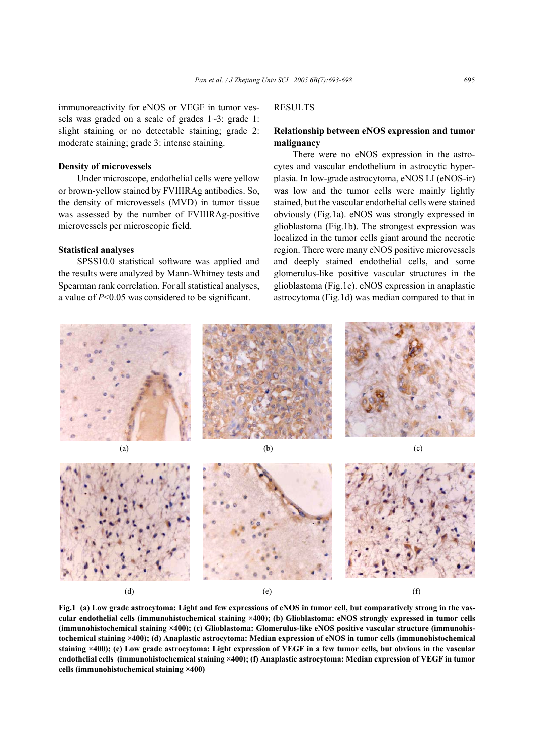immunoreactivity for eNOS or VEGF in tumor vessels was graded on a scale of grades 1~3: grade 1: slight staining or no detectable staining; grade 2: moderate staining; grade 3: intense staining.

### Density of microvessels

Under microscope, endothelial cells were yellow or brown-yellow stained by FVIIIRAg antibodies. So, the density of microvessels (MVD) in tumor tissue was assessed by the number of FVIIIRAg-positive microvessels per microscopic field.

### Statistical analyses

SPSS10.0 statistical software was applied and the results were analyzed by Mann-Whitney tests and Spearman rank correlation. For all statistical analyses, a value of $P<0.05$ was considered to be significant.

## RESULTS

### Relationship between eNOS expression and tumor malignancy

There were no eNOS expression in the astrocytes and vascular endothelium in astrocytic hyperplasia. In low-grade astrocytoma, eNOS LI (eNOS-ir) was low and the tumor cells were mainly lightly stained, but the vascular endothelial cells were stained obviously (Fig.1a). eNOS was strongly expressed in glioblastoma (Fig.1b). The strongest expression was localized in the tumor cells giant around the necrotic region. There were many eNOS positive microvessels and deeply stained endothelial cells, and some glomerulus-like positive vascular structures in the glioblastoma (Fig.1c). eNOS expression in anaplastic astrocytoma (Fig.1d) was median compared to that in

**Fig.1 (a) Low grade astrocytoma: Light and few expressions of eNOS in tumor cell, but comparatively strong in the vascular endothelial cells (immunohistochemical staining ×400); (b) Glioblastoma: eNOS strongly expressed in tumor cells (immunohistochemical staining ×400); (c) Glioblastoma: Glomerulus-like eNOS positive vascular structure (immunohistochemical staining ×400); (d) Anaplastic astrocytoma: Median expression of eNOS in tumor cells (immunohistochemical staining ×400); (e) Low grade astrocytoma: Light expression of VEGF in a few tumor cells, but obvious in the vascular endothelial cells (immunohistochemical staining ×400); (f) Anaplastic astrocytoma: Median expression of VEGF in tumor cells (immunohistochemical staining ×400)**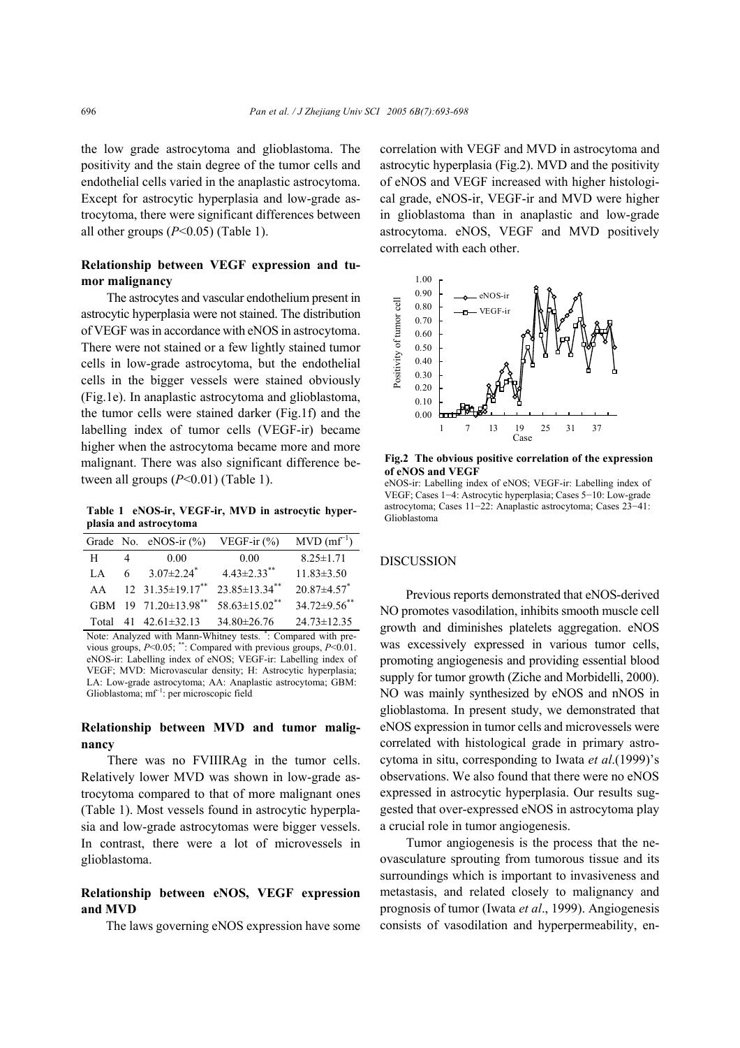the low grade astrocytoma and glioblastoma. The positivity and the stain degree of the tumor cells and endothelial cells varied in the anaplastic astrocytoma. Except for astrocytic hyperplasia and low-grade astrocytoma, there were significant differences between all other groups ($P<0.05$) (Table 1).

### Relationship between VEGF expression and tumor malignancy

The astrocytes and vascular endothelium present in astrocytic hyperplasia were not stained. The distribution of VEGF was in accordance with eNOS in astrocytoma. There were not stained or a few lightly stained tumor cells in low-grade astrocytoma, but the endothelial cells in the bigger vessels were stained obviously (Fig.1e). In anaplastic astrocytoma and glioblastoma, the tumor cells were stained darker (Fig.1f) and the labelling index of tumor cells (VEGF-ir) became higher when the astrocytoma became more and more malignant. There was also significant difference between all groups ($P<0.01$) (Table 1).

**Table 1 eNOS-ir, VEGF-ir, MVD in astrocytic hyperplasia and astrocytoma**

| Grade | No. | eNOS-ir (%) | VEGF-ir (%) | MVD (mf$^{-1}$) |
|---|---|---|---|---|
| H | 4 | 0.00 | 0.00 | 8.25±1.71 |
| LA | 6 | 3.07±2.24$^{*}$ | 4.43±2.33$^{**}$ | 11.83±3.50 |
| AA | 12 | 31.35±19.17$^{**}$ | 23.85±13.34$^{**}$ | 20.87±4.57$^{*}$ |
| GBM | 19 | 71.20±13.98$^{**}$ | 58.63±15.02$^{**}$ | 34.72±9.56$^{**}$ |
| Total | 41 | 42.61±32.13 | 34.80±26.76 | 24.73±12.35 |

Note: Analyzed with Mann-Whitney tests. $^{*}$: Compared with previous groups, $P<0.05$; $^{**}$: Compared with previous groups, $P<0.01$. eNOS-ir: Labelling index of eNOS; VEGF-ir: Labelling index of VEGF; MVD: Microvascular density; H: Astrocytic hyperplasia; LA: Low-grade astrocytoma; AA: Anaplastic astrocytoma; GBM: Glioblastoma; mf$^{-1}$: per microscopic field

### Relationship between MVD and tumor malignancy

There was no FVIIIRAg in the tumor cells. Relatively lower MVD was shown in low-grade astrocytoma compared to that of more malignant ones (Table 1). Most vessels found in astrocytic hyperplasia and low-grade astrocytomas were bigger vessels. In contrast, there were a lot of microvessels in glioblastoma.

### Relationship between eNOS, VEGF expression and MVD

The laws governing eNOS expression have some correlation with VEGF and MVD in astrocytoma and astrocytic hyperplasia (Fig.2). MVD and the positivity of eNOS and VEGF increased with higher histological grade, eNOS-ir, VEGF-ir and MVD were higher in glioblastoma than in anaplastic and low-grade astrocytoma. eNOS, VEGF and MVD positively correlated with each other.

**Fig.2 The obvious positive correlation of the expression of eNOS and VEGF**

eNOS-ir: Labelling index of eNOS; VEGF-ir: Labelling index of VEGF; Cases 1−4: Astrocytic hyperplasia; Cases 5−10: Low-grade astrocytoma; Cases 11−22: Anaplastic astrocytoma; Cases 23−41: Glioblastoma

## DISCUSSION

Previous reports demonstrated that eNOS-derived NO promotes vasodilation, inhibits smooth muscle cell growth and diminishes platelets aggregation. eNOS was excessively expressed in various tumor cells, promoting angiogenesis and providing essential blood supply for tumor growth (Ziche and Morbidelli, 2000). NO was mainly synthesized by eNOS and nNOS in glioblastoma. In present study, we demonstrated that eNOS expression in tumor cells and microvessels were correlated with histological grade in primary astrocytoma in situ, corresponding to Iwata *et al*.(1999)'s observations. We also found that there were no eNOS expressed in astrocytic hyperplasia. Our results suggested that over-expressed eNOS in astrocytoma play a crucial role in tumor angiogenesis.

Tumor angiogenesis is the process that the neovasculature sprouting from tumorous tissue and its surroundings which is important to invasiveness and metastasis, and related closely to malignancy and prognosis of tumor (Iwata *et al*., 1999). Angiogenesis consists of vasodilation and hyperpermeability, en-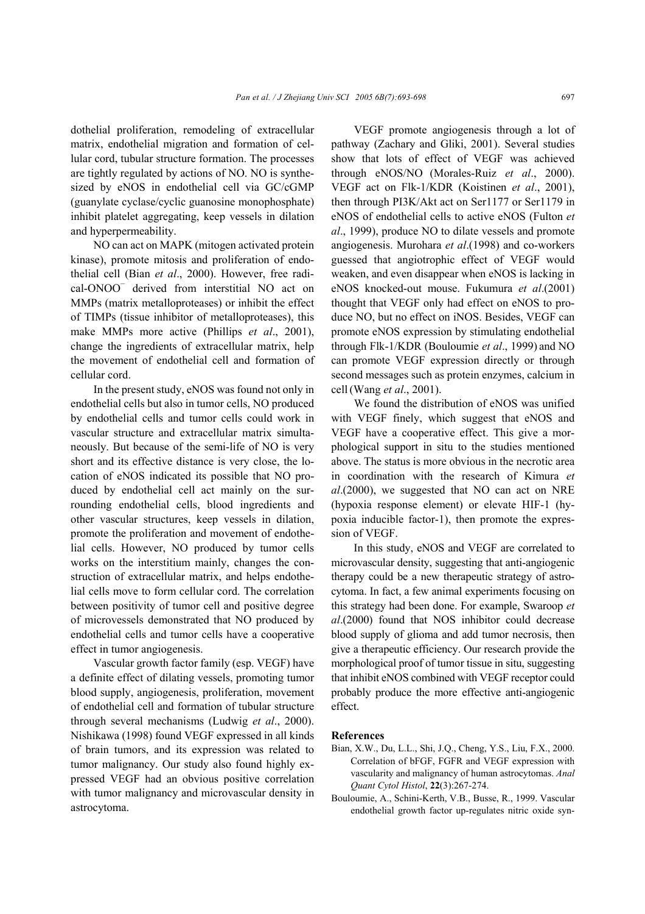dothelial proliferation, remodeling of extracellular matrix, endothelial migration and formation of cellular cord, tubular structure formation. The processes are tightly regulated by actions of NO. NO is synthesized by eNOS in endothelial cell via GC/cGMP (guanylate cyclase/cyclic guanosine monophosphate) inhibit platelet aggregating, keep vessels in dilation and hyperpermeability.

NO can act on MAPK (mitogen activated protein kinase), promote mitosis and proliferation of endothelial cell (Bian *et al*., 2000). However, free radical-$ONOO^-$ derived from interstitial NO act on MMPs (matrix metalloproteases) or inhibit the effect of TIMPs (tissue inhibitor of metalloproteases), this make MMPs more active (Phillips *et al*., 2001), change the ingredients of extracellular matrix, help the movement of endothelial cell and formation of cellular cord.

In the present study, eNOS was found not only in endothelial cells but also in tumor cells, NO produced by endothelial cells and tumor cells could work in vascular structure and extracellular matrix simultaneously. But because of the semi-life of NO is very short and its effective distance is very close, the location of eNOS indicated its possible that NO produced by endothelial cell act mainly on the surrounding endothelial cells, blood ingredients and other vascular structures, keep vessels in dilation, promote the proliferation and movement of endothelial cells. However, NO produced by tumor cells works on the interstitium mainly, changes the construction of extracellular matrix, and helps endothelial cells move to form cellular cord. The correlation between positivity of tumor cell and positive degree of microvessels demonstrated that NO produced by endothelial cells and tumor cells have a cooperative effect in tumor angiogenesis.

Vascular growth factor family (esp. VEGF) have a definite effect of dilating vessels, promoting tumor blood supply, angiogenesis, proliferation, movement of endothelial cell and formation of tubular structure through several mechanisms (Ludwig *et al*., 2000). Nishikawa (1998) found VEGF expressed in all kinds of brain tumors, and its expression was related to tumor malignancy. Our study also found highly expressed VEGF had an obvious positive correlation with tumor malignancy and microvascular density in astrocytoma.

VEGF promote angiogenesis through a lot of pathway (Zachary and Gliki, 2001). Several studies show that lots of effect of VEGF was achieved through eNOS/NO (Morales-Ruiz *et al*., 2000). VEGF act on Flk-1/KDR (Koistinen *et al*., 2001), then through PI3K/Akt act on Ser1177 or Ser1179 in eNOS of endothelial cells to active eNOS (Fulton *et al*., 1999), produce NO to dilate vessels and promote angiogenesis. Murohara *et al*.(1998) and co-workers guessed that angiotrophic effect of VEGF would weaken, and even disappear when eNOS is lacking in eNOS knocked-out mouse. Fukumura *et al*.(2001) thought that VEGF only had effect on eNOS to produce NO, but no effect on iNOS. Besides, VEGF can promote eNOS expression by stimulating endothelial through Flk-1/KDR (Bouloumie *et al*., 1999) and NO can promote VEGF expression directly or through second messages such as protein enzymes, calcium in cell (Wang *et al*., 2001).

We found the distribution of eNOS was unified with VEGF finely, which suggest that eNOS and VEGF have a cooperative effect. This give a morphological support in situ to the studies mentioned above. The status is more obvious in the necrotic area in coordination with the research of Kimura *et al*.(2000), we suggested that NO can act on NRE (hypoxia response element) or elevate HIF-1 (hypoxia inducible factor-1), then promote the expression of VEGF.

In this study, eNOS and VEGF are correlated to microvascular density, suggesting that anti-angiogenic therapy could be a new therapeutic strategy of astrocytoma. In fact, a few animal experiments focusing on this strategy had been done. For example, Swaroop *et al*.(2000) found that NOS inhibitor could decrease blood supply of glioma and add tumor necrosis, then give a therapeutic efficiency. Our research provide the morphological proof of tumor tissue in situ, suggesting that inhibit eNOS combined with VEGF receptor could probably produce the more effective anti-angiogenic effect.

## References

Bian, X.W., Du, L.L., Shi, J.Q., Cheng, Y.S., Liu, F.X., 2000. Correlation of bFGF, FGFR and VEGF expression with vascularity and malignancy of human astrocytomas. *Anal Quant Cytol Histol*, **22**(3):267-274.

Bouloumie, A., Schini-Kerth, V.B., Busse, R., 1999. Vascular endothelial growth factor up-regulates nitric oxide syn-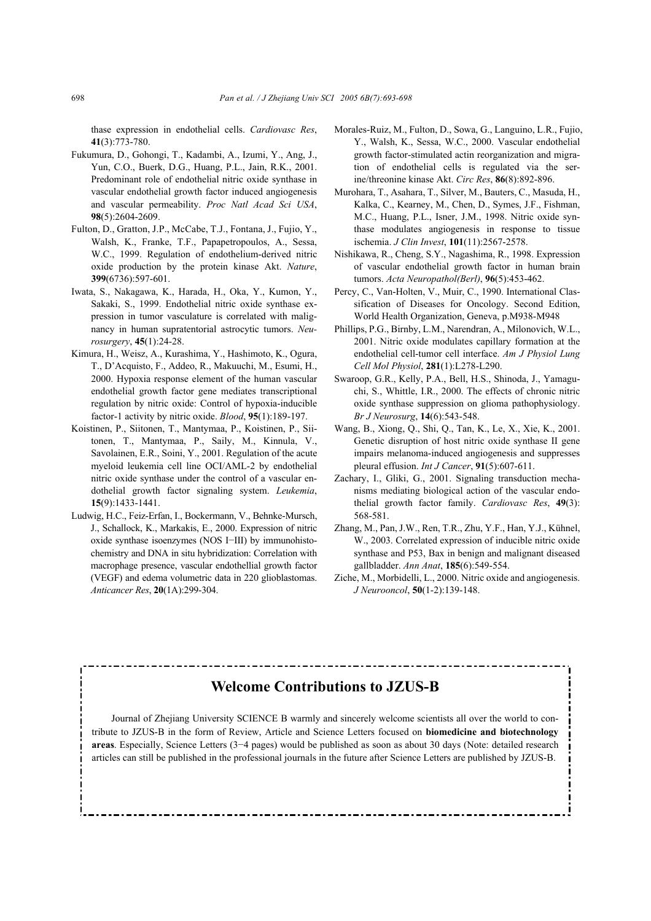thase expression in endothelial cells. *Cardiovasc Res*, **41**(3):773-780.

Fukumura, D., Gohongi, T., Kadambi, A., Izumi, Y., Ang, J., Yun, C.O., Buerk, D.G., Huang, P.L., Jain, R.K., 2001. Predominant role of endothelial nitric oxide synthase in vascular endothelial growth factor induced angiogenesis and vascular permeability. *Proc Natl Acad Sci USA*, **98**(5):2604-2609.

Fulton, D., Gratton, J.P., McCabe, T.J., Fontana, J., Fujio, Y., Walsh, K., Franke, T.F., Papapetropoulos, A., Sessa, W.C., 1999. Regulation of endothelium-derived nitric oxide production by the protein kinase Akt. *Nature*, **399**(6736):597-601.

Iwata, S., Nakagawa, K., Harada, H., Oka, Y., Kumon, Y., Sakaki, S., 1999. Endothelial nitric oxide synthase expression in tumor vasculature is correlated with malignancy in human supratentorial astrocytic tumors. *Neurosurgery*, **45**(1):24-28.

Kimura, H., Weisz, A., Kurashima, Y., Hashimoto, K., Ogura, T., D'Acquisto, F., Addeo, R., Makuuchi, M., Esumi, H., 2000. Hypoxia response element of the human vascular endothelial growth factor gene mediates transcriptional regulation by nitric oxide: Control of hypoxia-inducible factor-1 activity by nitric oxide. *Blood*, **95**(1):189-197.

Koistinen, P., Siitonen, T., Mantymaa, P., Koistinen, P., Siitonen, T., Mantymaa, P., Saily, M., Kinnula, V., Savolainen, E.R., Soini, Y., 2001. Regulation of the acute myeloid leukemia cell line OCI/AML-2 by endothelial nitric oxide synthase under the control of a vascular endothelial growth factor signaling system. *Leukemia*, **15**(9):1433-1441.

Ludwig, H.C., Feiz-Erfan, I., Bockermann, V., Behnke-Mursch, J., Schallock, K., Markakis, E., 2000. Expression of nitric oxide synthase isoenzymes (NOS I−III) by immunohistochemistry and DNA in situ hybridization: Correlation with macrophage presence, vascular endothellial growth factor (VEGF) and edema volumetric data in 220 glioblastomas. *Anticancer Res*, **20**(1A):299-304.

Morales-Ruiz, M., Fulton, D., Sowa, G., Languino, L.R., Fujio, Y., Walsh, K., Sessa, W.C., 2000. Vascular endothelial growth factor-stimulated actin reorganization and migration of endothelial cells is regulated via the serine/threonine kinase Akt. *Circ Res*, **86**(8):892-896.

Murohara, T., Asahara, T., Silver, M., Bauters, C., Masuda, H., Kalka, C., Kearney, M., Chen, D., Symes, J.F., Fishman, M.C., Huang, P.L., Isner, J.M., 1998. Nitric oxide synthase modulates angiogenesis in response to tissue ischemia. *J Clin Invest*, **101**(11):2567-2578.

Nishikawa, R., Cheng, S.Y., Nagashima, R., 1998. Expression of vascular endothelial growth factor in human brain tumors. *Acta Neuropathol(Berl)*, **96**(5):453-462.

Percy, C., Van-Holten, V., Muir, C., 1990. International Classification of Diseases for Oncology. Second Edition, World Health Organization, Geneva, p.M938-M948

Phillips, P.G., Birnby, L.M., Narendran, A., Milonovich, W.L., 2001. Nitric oxide modulates capillary formation at the endothelial cell-tumor cell interface. *Am J Physiol Lung Cell Mol Physiol*, **281**(1):L278-L290.

Swaroop, G.R., Kelly, P.A., Bell, H.S., Shinoda, J., Yamaguchi, S., Whittle, I.R., 2000. The effects of chronic nitric oxide synthase suppression on glioma pathophysiology. *Br J Neurosurg*, **14**(6):543-548.

Wang, B., Xiong, Q., Shi, Q., Tan, K., Le, X., Xie, K., 2001. Genetic disruption of host nitric oxide synthase II gene impairs melanoma-induced angiogenesis and suppresses pleural effusion. *Int J Cancer*, **91**(5):607-611.

Zachary, I., Gliki, G., 2001. Signaling transduction mechanisms mediating biological action of the vascular endothelial growth factor family. *Cardiovasc Res*, **49**(3): 568-581.

Zhang, M., Pan, J.W., Ren, T.R., Zhu, Y.F., Han, Y.J., Kühnel, W., 2003. Correlated expression of inducible nitric oxide synthase and P53, Bax in benign and malignant diseased gallbladder. *Ann Anat*, **185**(6):549-554.

Ziche, M., Morbidelli, L., 2000. Nitric oxide and angiogenesis. *J Neurooncol*, **50**(1-2):139-148.

## Welcome Contributions to JZUS-B

Journal of Zhejiang University SCIENCE B warmly and sincerely welcome scientists all over the world to contribute to JZUS-B in the form of Review, Article and Science Letters focused on **biomedicine and biotechnology areas**. Especially, Science Letters (3−4 pages) would be published as soon as about 30 days (Note: detailed research articles can still be published in the professional journals in the future after Science Letters are published by JZUS-B.